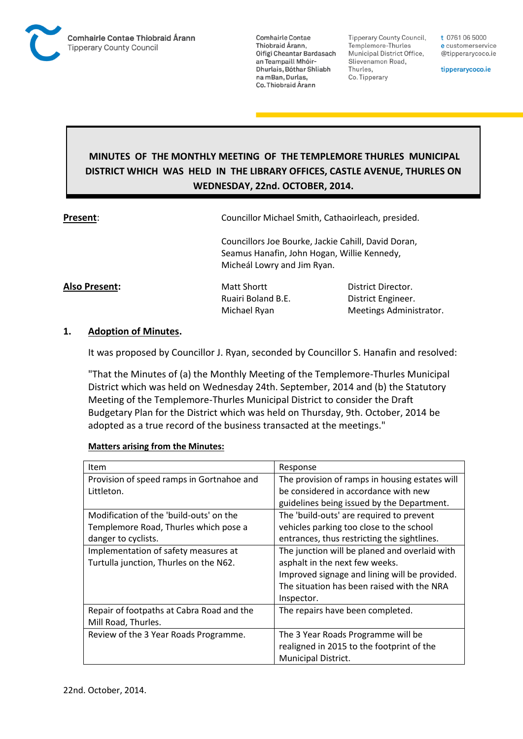Comhairle Contae Thiobraid Árann
Tipperary County Council

Comhairle Contae Thiobraid Árann, Oifigí Cheantar Bardasach an Teampaill Mhóir-Dhurlais, Bóthar Shliabh na mBan, Durlas, Co. Thiobraid Árann

Tipperary County Council, Templemore-Thurles Municipal District Office, Slievenamon Road, Thurles, Co. Tipperary

t 0761 06 5000
e customerservice@tipperarycoco.ie

tipperarycoco.ie

## MINUTES OF THE MONTHLY MEETING OF THE TEMPLEMORE THURLES MUNICIPAL DISTRICT WHICH WAS HELD IN THE LIBRARY OFFICES, CASTLE AVENUE, THURLES ON WEDNESDAY, 22nd. OCTOBER, 2014.

**Present**: Councillor Michael Smith, Cathaoirleach, presided.

Councillors Joe Bourke, Jackie Cahill, David Doran, Seamus Hanafin, John Hogan, Willie Kennedy, Micheál Lowry and Jim Ryan.

**Also Present:**

Matt Shortt — District Director.
Ruairi Boland B.E. — District Engineer.
Michael Ryan — Meetings Administrator.

### 1. Adoption of Minutes.

It was proposed by Councillor J. Ryan, seconded by Councillor S. Hanafin and resolved:

"That the Minutes of (a) the Monthly Meeting of the Templemore-Thurles Municipal District which was held on Wednesday 24th. September, 2014 and (b) the Statutory Meeting of the Templemore-Thurles Municipal District to consider the Draft Budgetary Plan for the District which was held on Thursday, 9th. October, 2014 be adopted as a true record of the business transacted at the meetings."

**Matters arising from the Minutes:**

| Item | Response |
| --- | --- |
| Provision of speed ramps in Gortnahoe and Littleton. | The provision of ramps in housing estates will be considered in accordance with new guidelines being issued by the Department. |
| Modification of the 'build-outs' on the Templemore Road, Thurles which pose a danger to cyclists. | The 'build-outs' are required to prevent vehicles parking too close to the school entrances, thus restricting the sightlines. |
| Implementation of safety measures at Turtulla junction, Thurles on the N62. | The junction will be planed and overlaid with asphalt in the next few weeks. Improved signage and lining will be provided. The situation has been raised with the NRA Inspector. |
| Repair of footpaths at Cabra Road and the Mill Road, Thurles. | The repairs have been completed. |
| Review of the 3 Year Roads Programme. | The 3 Year Roads Programme will be realigned in 2015 to the footprint of the Municipal District. |

22nd. October, 2014.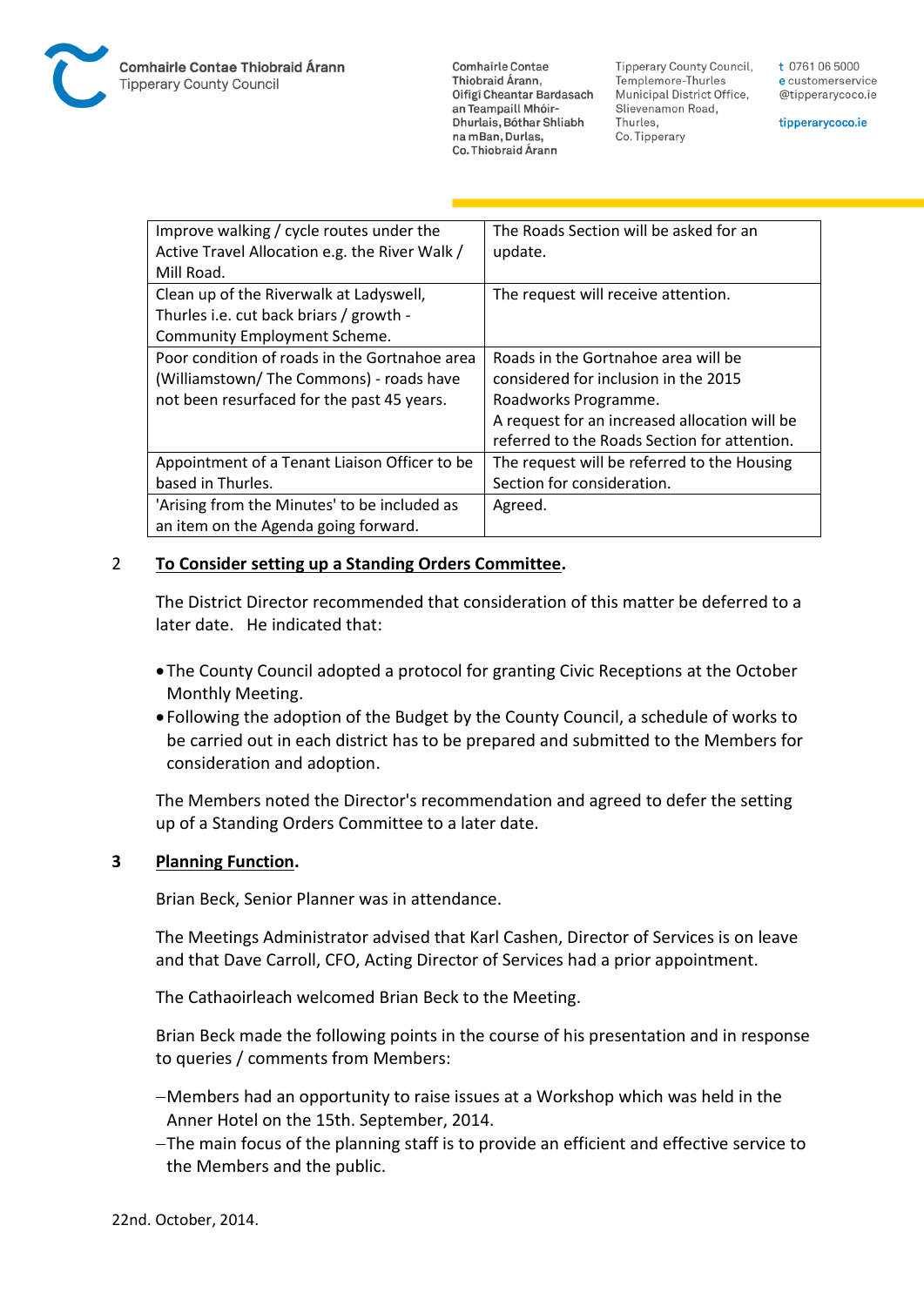| Improve walking / cycle routes under the Active Travel Allocation e.g. the River Walk / Mill Road. | The Roads Section will be asked for an update. |
| --- | --- |
| Clean up of the Riverwalk at Ladyswell, Thurles i.e. cut back briars / growth - Community Employment Scheme. | The request will receive attention. |
| Poor condition of roads in the Gortnahoe area (Williamstown/ The Commons) - roads have not been resurfaced for the past 45 years. | Roads in the Gortnahoe area will be considered for inclusion in the 2015 Roadworks Programme. A request for an increased allocation will be referred to the Roads Section for attention. |
| Appointment of a Tenant Liaison Officer to be based in Thurles. | The request will be referred to the Housing Section for consideration. |
| 'Arising from the Minutes' to be included as an item on the Agenda going forward. | Agreed. |

## 2 To Consider setting up a Standing Orders Committee.

The District Director recommended that consideration of this matter be deferred to a later date. He indicated that:

- The County Council adopted a protocol for granting Civic Receptions at the October Monthly Meeting.
- Following the adoption of the Budget by the County Council, a schedule of works to be carried out in each district has to be prepared and submitted to the Members for consideration and adoption.

The Members noted the Director's recommendation and agreed to defer the setting up of a Standing Orders Committee to a later date.

## 3 Planning Function.

Brian Beck, Senior Planner was in attendance.

The Meetings Administrator advised that Karl Cashen, Director of Services is on leave and that Dave Carroll, CFO, Acting Director of Services had a prior appointment.

The Cathaoirleach welcomed Brian Beck to the Meeting.

Brian Beck made the following points in the course of his presentation and in response to queries / comments from Members:

- Members had an opportunity to raise issues at a Workshop which was held in the Anner Hotel on the 15th. September, 2014.
- The main focus of the planning staff is to provide an efficient and effective service to the Members and the public.

22nd. October, 2014.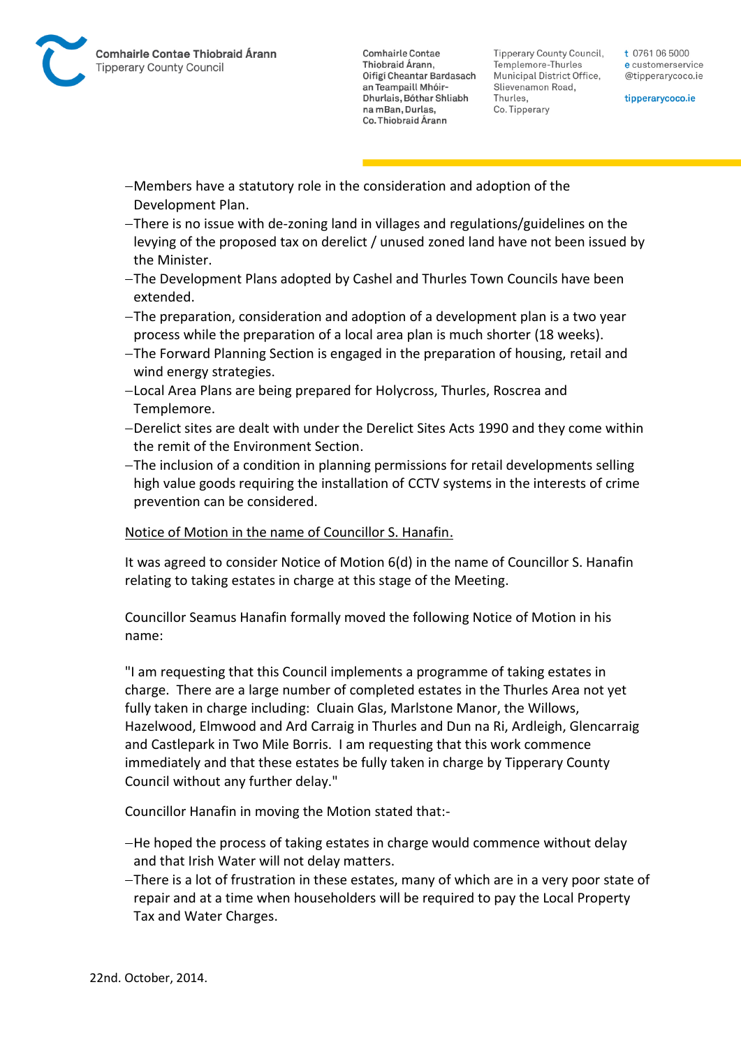- Members have a statutory role in the consideration and adoption of the Development Plan.
- There is no issue with de-zoning land in villages and regulations/guidelines on the levying of the proposed tax on derelict / unused zoned land have not been issued by the Minister.
- The Development Plans adopted by Cashel and Thurles Town Councils have been extended.
- The preparation, consideration and adoption of a development plan is a two year process while the preparation of a local area plan is much shorter (18 weeks).
- The Forward Planning Section is engaged in the preparation of housing, retail and wind energy strategies.
- Local Area Plans are being prepared for Holycross, Thurles, Roscrea and Templemore.
- Derelict sites are dealt with under the Derelict Sites Acts 1990 and they come within the remit of the Environment Section.
- The inclusion of a condition in planning permissions for retail developments selling high value goods requiring the installation of CCTV systems in the interests of crime prevention can be considered.

<u>Notice of Motion in the name of Councillor S. Hanafin.</u>

It was agreed to consider Notice of Motion 6(d) in the name of Councillor S. Hanafin relating to taking estates in charge at this stage of the Meeting.

Councillor Seamus Hanafin formally moved the following Notice of Motion in his name:

"I am requesting that this Council implements a programme of taking estates in charge. There are a large number of completed estates in the Thurles Area not yet fully taken in charge including: Cluain Glas, Marlstone Manor, the Willows, Hazelwood, Elmwood and Ard Carraig in Thurles and Dun na Ri, Ardleigh, Glencarraig and Castlepark in Two Mile Borris. I am requesting that this work commence immediately and that these estates be fully taken in charge by Tipperary County Council without any further delay."

Councillor Hanafin in moving the Motion stated that:-

- He hoped the process of taking estates in charge would commence without delay and that Irish Water will not delay matters.
- There is a lot of frustration in these estates, many of which are in a very poor state of repair and at a time when householders will be required to pay the Local Property Tax and Water Charges.

22nd. October, 2014.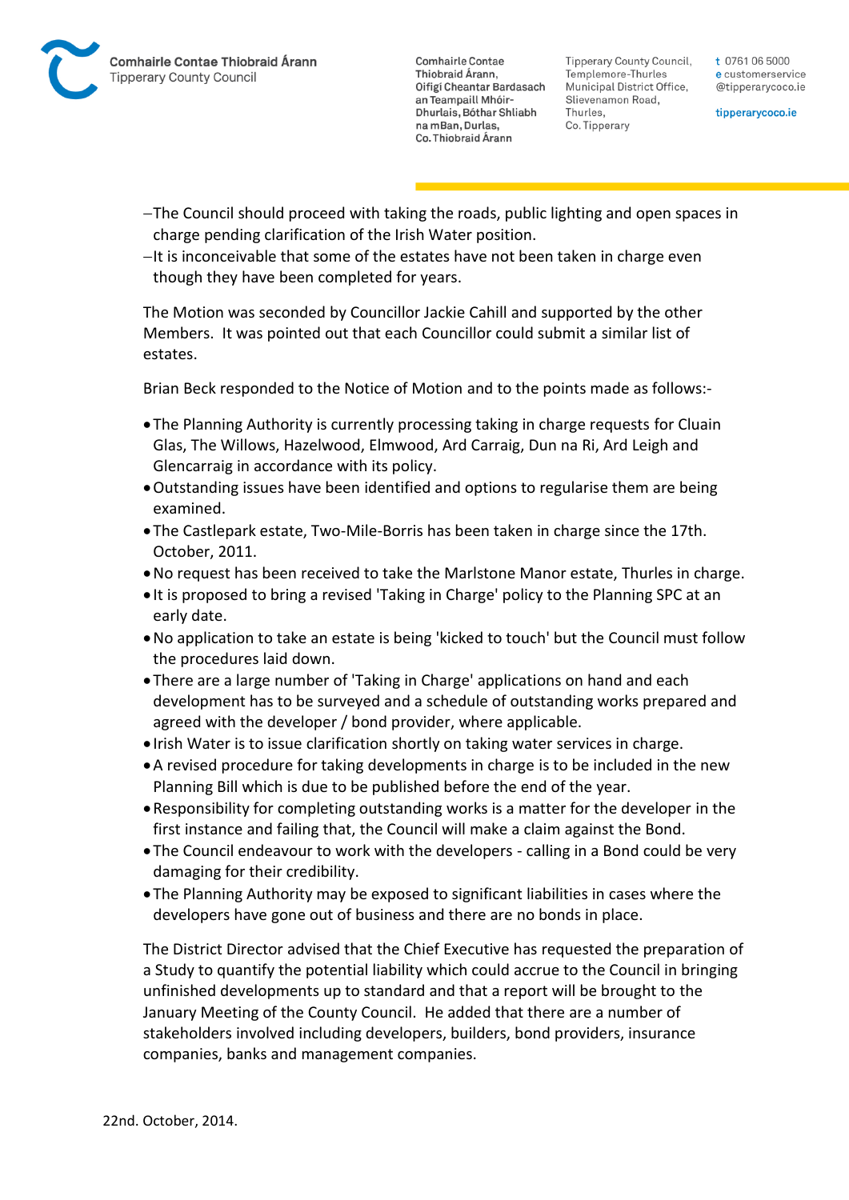- The Council should proceed with taking the roads, public lighting and open spaces in charge pending clarification of the Irish Water position.
- It is inconceivable that some of the estates have not been taken in charge even though they have been completed for years.

The Motion was seconded by Councillor Jackie Cahill and supported by the other Members. It was pointed out that each Councillor could submit a similar list of estates.

Brian Beck responded to the Notice of Motion and to the points made as follows:-

- The Planning Authority is currently processing taking in charge requests for Cluain Glas, The Willows, Hazelwood, Elmwood, Ard Carraig, Dun na Ri, Ard Leigh and Glencarraig in accordance with its policy.
- Outstanding issues have been identified and options to regularise them are being examined.
- The Castlepark estate, Two-Mile-Borris has been taken in charge since the 17th. October, 2011.
- No request has been received to take the Marlstone Manor estate, Thurles in charge.
- It is proposed to bring a revised 'Taking in Charge' policy to the Planning SPC at an early date.
- No application to take an estate is being 'kicked to touch' but the Council must follow the procedures laid down.
- There are a large number of 'Taking in Charge' applications on hand and each development has to be surveyed and a schedule of outstanding works prepared and agreed with the developer / bond provider, where applicable.
- Irish Water is to issue clarification shortly on taking water services in charge.
- A revised procedure for taking developments in charge is to be included in the new Planning Bill which is due to be published before the end of the year.
- Responsibility for completing outstanding works is a matter for the developer in the first instance and failing that, the Council will make a claim against the Bond.
- The Council endeavour to work with the developers - calling in a Bond could be very damaging for their credibility.
- The Planning Authority may be exposed to significant liabilities in cases where the developers have gone out of business and there are no bonds in place.

The District Director advised that the Chief Executive has requested the preparation of a Study to quantify the potential liability which could accrue to the Council in bringing unfinished developments up to standard and that a report will be brought to the January Meeting of the County Council. He added that there are a number of stakeholders involved including developers, builders, bond providers, insurance companies, banks and management companies.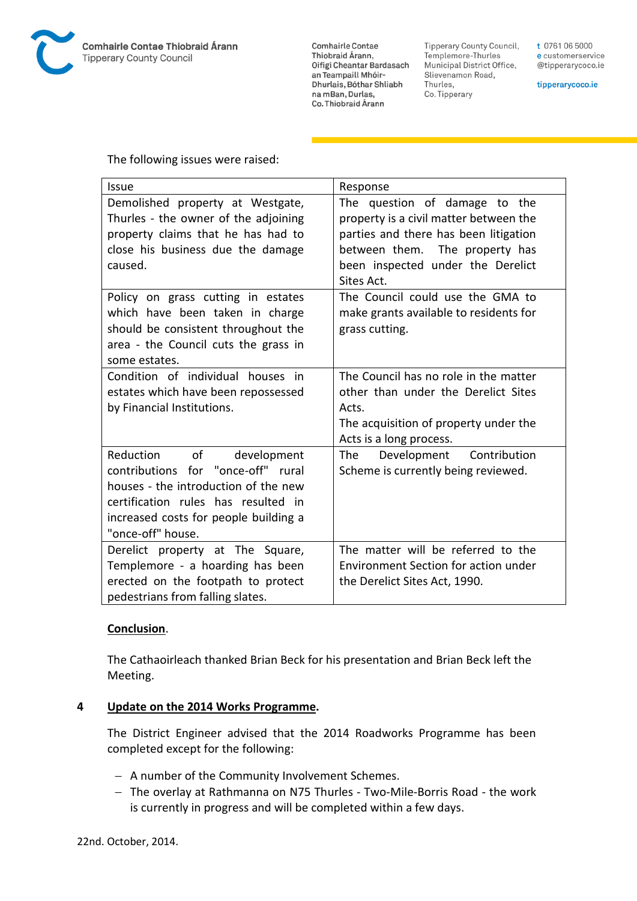The following issues were raised:

| Issue | Response |
|---|---|
| Demolished property at Westgate, Thurles - the owner of the adjoining property claims that he has had to close his business due the damage caused. | The question of damage to the property is a civil matter between the parties and there has been litigation between them. The property has been inspected under the Derelict Sites Act. |
| Policy on grass cutting in estates which have been taken in charge should be consistent throughout the area - the Council cuts the grass in some estates. | The Council could use the GMA to make grants available to residents for grass cutting. |
| Condition of individual houses in estates which have been repossessed by Financial Institutions. | The Council has no role in the matter other than under the Derelict Sites Acts. The acquisition of property under the Acts is a long process. |
| Reduction of development contributions for "once-off" rural houses - the introduction of the new certification rules has resulted in increased costs for people building a "once-off" house. | The Development Contribution Scheme is currently being reviewed. |
| Derelict property at The Square, Templemore - a hoarding has been erected on the footpath to protect pedestrians from falling slates. | The matter will be referred to the Environment Section for action under the Derelict Sites Act, 1990. |

**Conclusion**.

The Cathaoirleach thanked Brian Beck for his presentation and Brian Beck left the Meeting.

## 4 Update on the 2014 Works Programme.

The District Engineer advised that the 2014 Roadworks Programme has been completed except for the following:

- A number of the Community Involvement Schemes.
- The overlay at Rathmanna on N75 Thurles - Two-Mile-Borris Road - the work is currently in progress and will be completed within a few days.

22nd. October, 2014.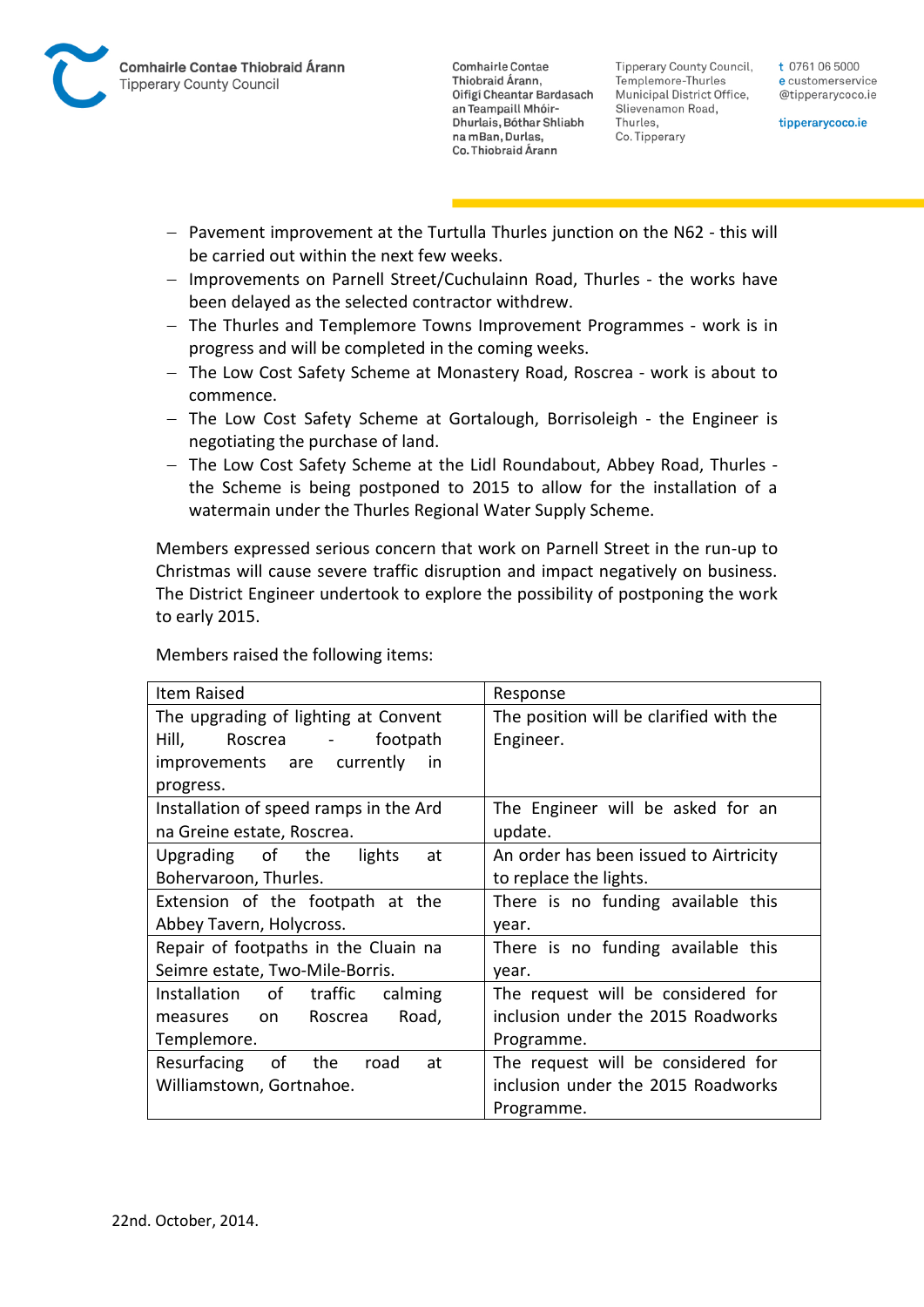- Pavement improvement at the Turtulla Thurles junction on the N62 - this will be carried out within the next few weeks.
- Improvements on Parnell Street/Cuchulainn Road, Thurles - the works have been delayed as the selected contractor withdrew.
- The Thurles and Templemore Towns Improvement Programmes - work is in progress and will be completed in the coming weeks.
- The Low Cost Safety Scheme at Monastery Road, Roscrea - work is about to commence.
- The Low Cost Safety Scheme at Gortalough, Borrisoleigh - the Engineer is negotiating the purchase of land.
- The Low Cost Safety Scheme at the Lidl Roundabout, Abbey Road, Thurles - the Scheme is being postponed to 2015 to allow for the installation of a watermain under the Thurles Regional Water Supply Scheme.

Members expressed serious concern that work on Parnell Street in the run-up to Christmas will cause severe traffic disruption and impact negatively on business. The District Engineer undertook to explore the possibility of postponing the work to early 2015.

Members raised the following items:

| Item Raised | Response |
|---|---|
| The upgrading of lighting at Convent Hill, Roscrea - footpath improvements are currently in progress. | The position will be clarified with the Engineer. |
| Installation of speed ramps in the Ard na Greine estate, Roscrea. | The Engineer will be asked for an update. |
| Upgrading of the lights at Bohervaroon, Thurles. | An order has been issued to Airtricity to replace the lights. |
| Extension of the footpath at the Abbey Tavern, Holycross. | There is no funding available this year. |
| Repair of footpaths in the Cluain na Seimre estate, Two-Mile-Borris. | There is no funding available this year. |
| Installation of traffic calming measures on Roscrea Road, Templemore. | The request will be considered for inclusion under the 2015 Roadworks Programme. |
| Resurfacing of the road at Williamstown, Gortnahoe. | The request will be considered for inclusion under the 2015 Roadworks Programme. |

22nd. October, 2014.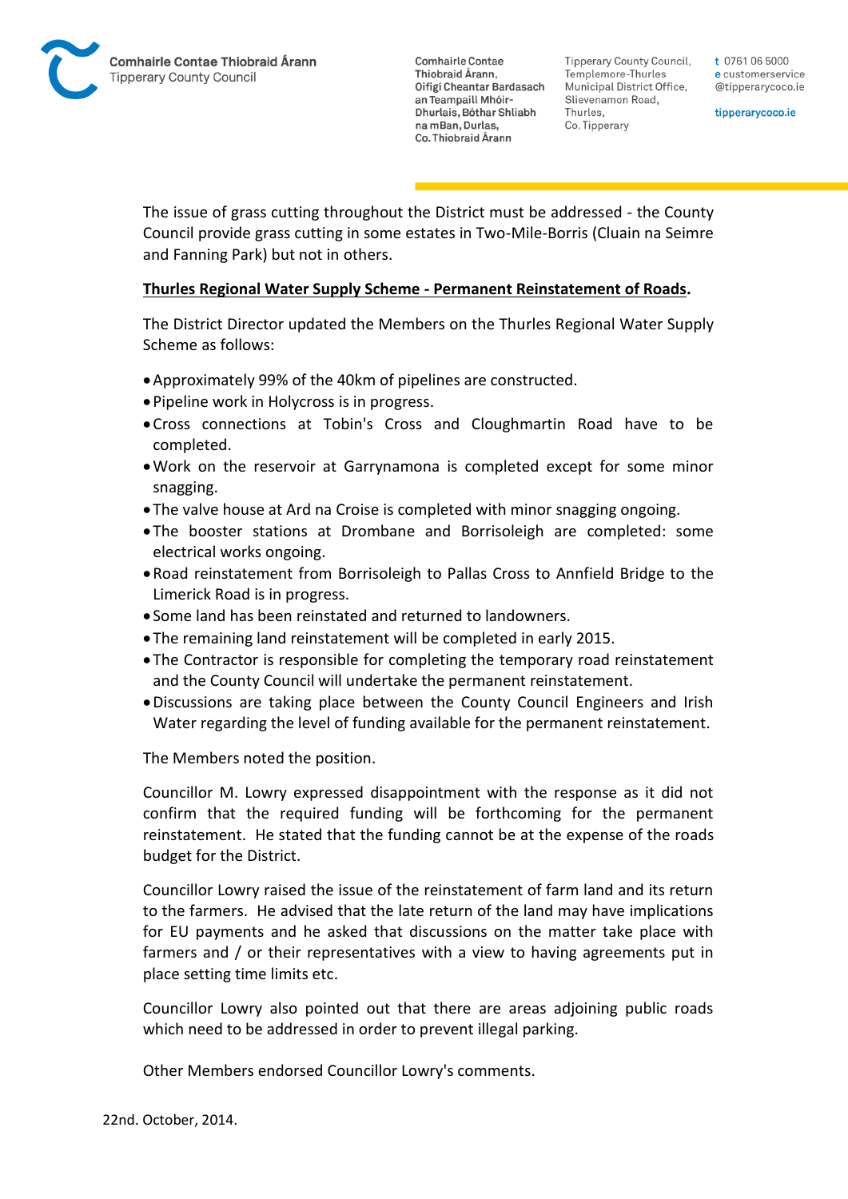The issue of grass cutting throughout the District must be addressed - the County Council provide grass cutting in some estates in Two-Mile-Borris (Cluain na Seimre and Fanning Park) but not in others.

**Thurles Regional Water Supply Scheme - Permanent Reinstatement of Roads.**

The District Director updated the Members on the Thurles Regional Water Supply Scheme as follows:

- Approximately 99% of the 40km of pipelines are constructed.
- Pipeline work in Holycross is in progress.
- Cross connections at Tobin's Cross and Cloughmartin Road have to be completed.
- Work on the reservoir at Garrynamona is completed except for some minor snagging.
- The valve house at Ard na Croise is completed with minor snagging ongoing.
- The booster stations at Drombane and Borrisoleigh are completed: some electrical works ongoing.
- Road reinstatement from Borrisoleigh to Pallas Cross to Annfield Bridge to the Limerick Road is in progress.
- Some land has been reinstated and returned to landowners.
- The remaining land reinstatement will be completed in early 2015.
- The Contractor is responsible for completing the temporary road reinstatement and the County Council will undertake the permanent reinstatement.
- Discussions are taking place between the County Council Engineers and Irish Water regarding the level of funding available for the permanent reinstatement.

The Members noted the position.

Councillor M. Lowry expressed disappointment with the response as it did not confirm that the required funding will be forthcoming for the permanent reinstatement. He stated that the funding cannot be at the expense of the roads budget for the District.

Councillor Lowry raised the issue of the reinstatement of farm land and its return to the farmers. He advised that the late return of the land may have implications for EU payments and he asked that discussions on the matter take place with farmers and / or their representatives with a view to having agreements put in place setting time limits etc.

Councillor Lowry also pointed out that there are areas adjoining public roads which need to be addressed in order to prevent illegal parking.

Other Members endorsed Councillor Lowry's comments.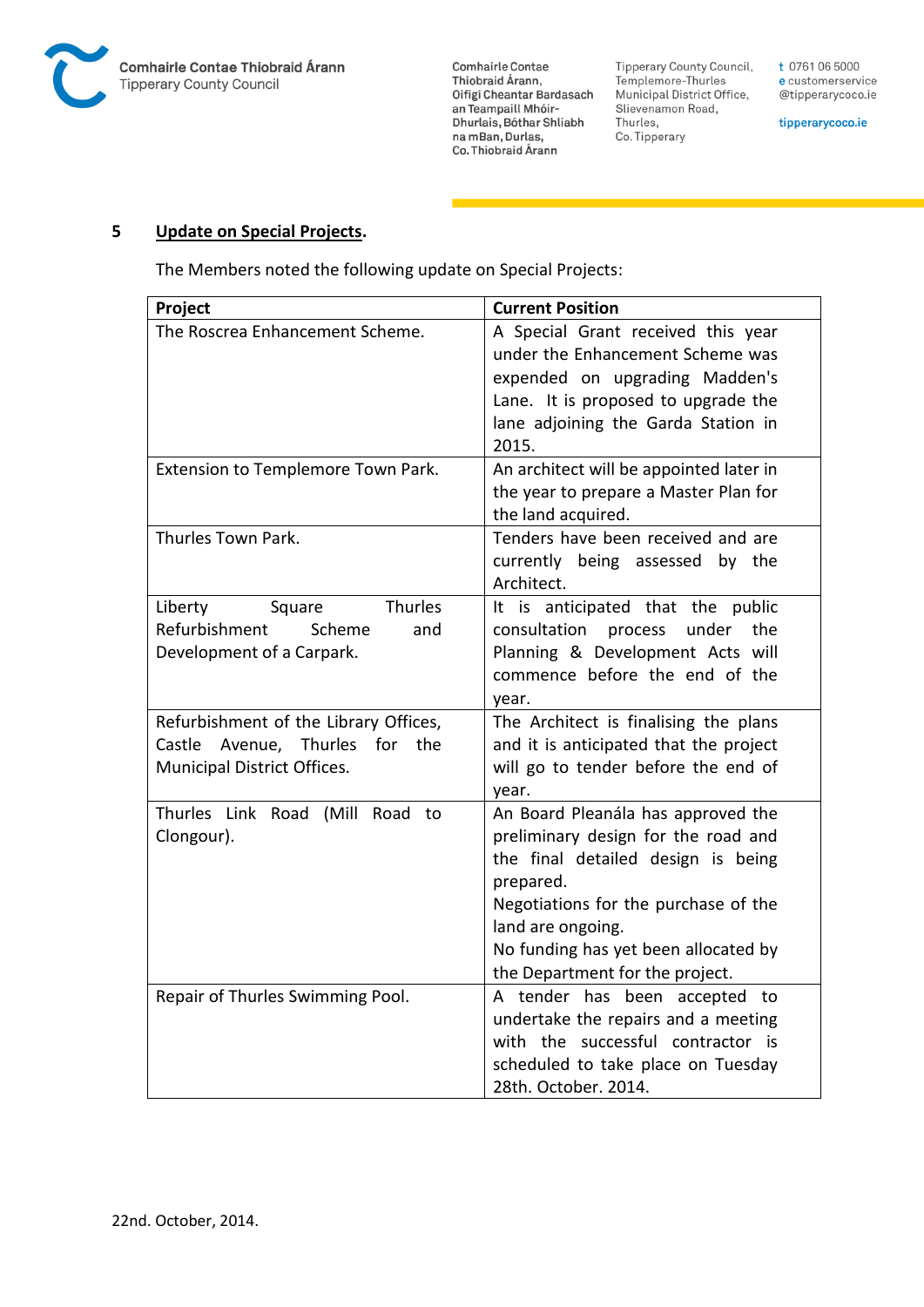## 5 **Update on Special Projects.**

The Members noted the following update on Special Projects:

| Project | Current Position |
|---|---|
| The Roscrea Enhancement Scheme. | A Special Grant received this year under the Enhancement Scheme was expended on upgrading Madden's Lane. It is proposed to upgrade the lane adjoining the Garda Station in 2015. |
| Extension to Templemore Town Park. | An architect will be appointed later in the year to prepare a Master Plan for the land acquired. |
| Thurles Town Park. | Tenders have been received and are currently being assessed by the Architect. |
| Liberty Square Thurles Refurbishment Scheme and Development of a Carpark. | It is anticipated that the public consultation process under the Planning & Development Acts will commence before the end of the year. |
| Refurbishment of the Library Offices, Castle Avenue, Thurles for the Municipal District Offices. | The Architect is finalising the plans and it is anticipated that the project will go to tender before the end of year. |
| Thurles Link Road (Mill Road to Clongour). | An Board Pleanála has approved the preliminary design for the road and the final detailed design is being prepared.<br>Negotiations for the purchase of the land are ongoing.<br>No funding has yet been allocated by the Department for the project. |
| Repair of Thurles Swimming Pool. | A tender has been accepted to undertake the repairs and a meeting with the successful contractor is scheduled to take place on Tuesday 28th. October. 2014. |

22nd. October, 2014.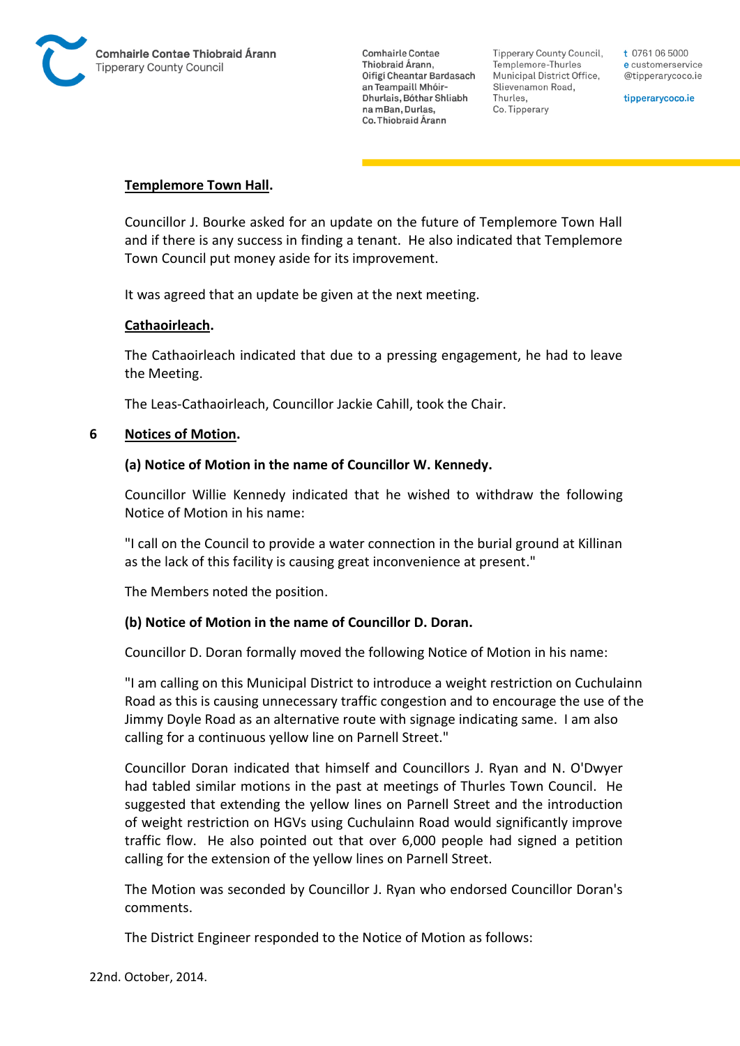**Templemore Town Hall.**

Councillor J. Bourke asked for an update on the future of Templemore Town Hall and if there is any success in finding a tenant. He also indicated that Templemore Town Council put money aside for its improvement.

It was agreed that an update be given at the next meeting.

**Cathaoirleach.**

The Cathaoirleach indicated that due to a pressing engagement, he had to leave the Meeting.

The Leas-Cathaoirleach, Councillor Jackie Cahill, took the Chair.

## 6 Notices of Motion.

**(a) Notice of Motion in the name of Councillor W. Kennedy.**

Councillor Willie Kennedy indicated that he wished to withdraw the following Notice of Motion in his name:

"I call on the Council to provide a water connection in the burial ground at Killinan as the lack of this facility is causing great inconvenience at present."

The Members noted the position.

**(b) Notice of Motion in the name of Councillor D. Doran.**

Councillor D. Doran formally moved the following Notice of Motion in his name:

"I am calling on this Municipal District to introduce a weight restriction on Cuchulainn Road as this is causing unnecessary traffic congestion and to encourage the use of the Jimmy Doyle Road as an alternative route with signage indicating same. I am also calling for a continuous yellow line on Parnell Street."

Councillor Doran indicated that himself and Councillors J. Ryan and N. O'Dwyer had tabled similar motions in the past at meetings of Thurles Town Council. He suggested that extending the yellow lines on Parnell Street and the introduction of weight restriction on HGVs using Cuchulainn Road would significantly improve traffic flow. He also pointed out that over 6,000 people had signed a petition calling for the extension of the yellow lines on Parnell Street.

The Motion was seconded by Councillor J. Ryan who endorsed Councillor Doran's comments.

The District Engineer responded to the Notice of Motion as follows: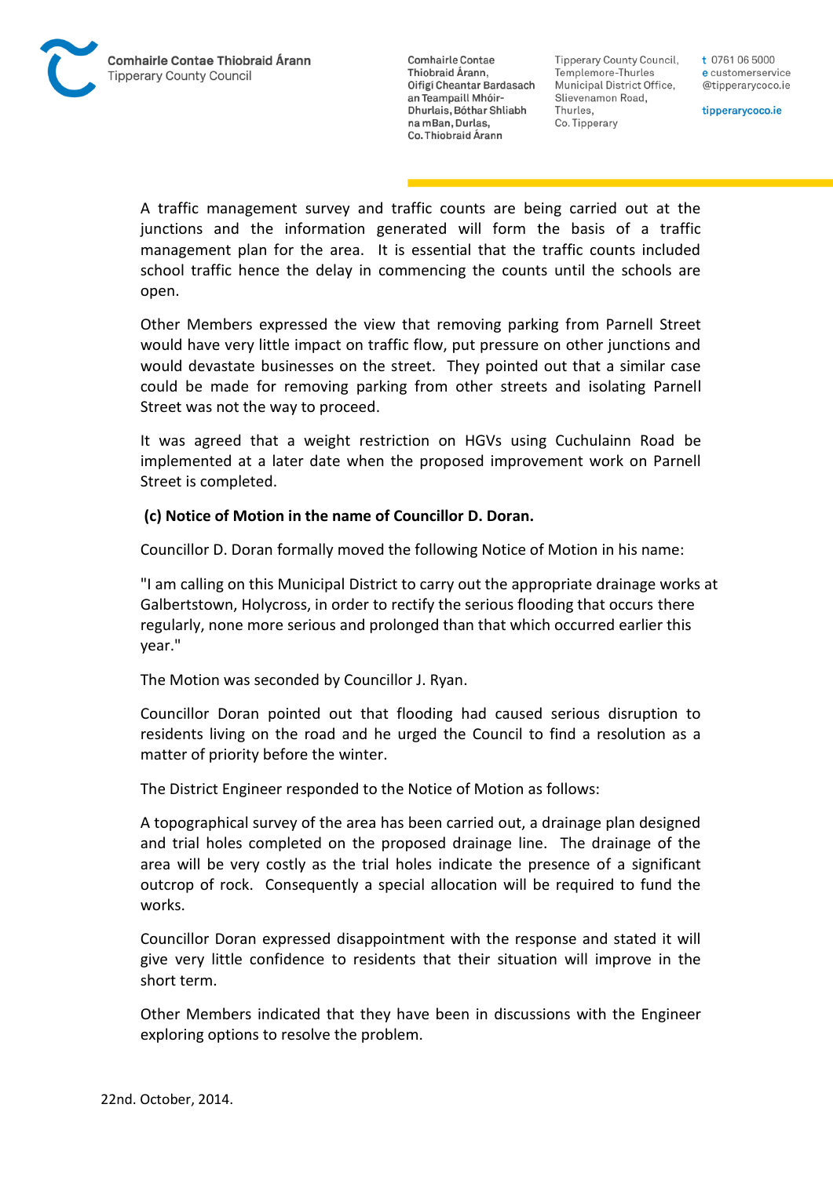A traffic management survey and traffic counts are being carried out at the junctions and the information generated will form the basis of a traffic management plan for the area. It is essential that the traffic counts included school traffic hence the delay in commencing the counts until the schools are open.

Other Members expressed the view that removing parking from Parnell Street would have very little impact on traffic flow, put pressure on other junctions and would devastate businesses on the street. They pointed out that a similar case could be made for removing parking from other streets and isolating Parnell Street was not the way to proceed.

It was agreed that a weight restriction on HGVs using Cuchulainn Road be implemented at a later date when the proposed improvement work on Parnell Street is completed.

**(c) Notice of Motion in the name of Councillor D. Doran.**

Councillor D. Doran formally moved the following Notice of Motion in his name:

"I am calling on this Municipal District to carry out the appropriate drainage works at Galbertstown, Holycross, in order to rectify the serious flooding that occurs there regularly, none more serious and prolonged than that which occurred earlier this year."

The Motion was seconded by Councillor J. Ryan.

Councillor Doran pointed out that flooding had caused serious disruption to residents living on the road and he urged the Council to find a resolution as a matter of priority before the winter.

The District Engineer responded to the Notice of Motion as follows:

A topographical survey of the area has been carried out, a drainage plan designed and trial holes completed on the proposed drainage line. The drainage of the area will be very costly as the trial holes indicate the presence of a significant outcrop of rock. Consequently a special allocation will be required to fund the works.

Councillor Doran expressed disappointment with the response and stated it will give very little confidence to residents that their situation will improve in the short term.

Other Members indicated that they have been in discussions with the Engineer exploring options to resolve the problem.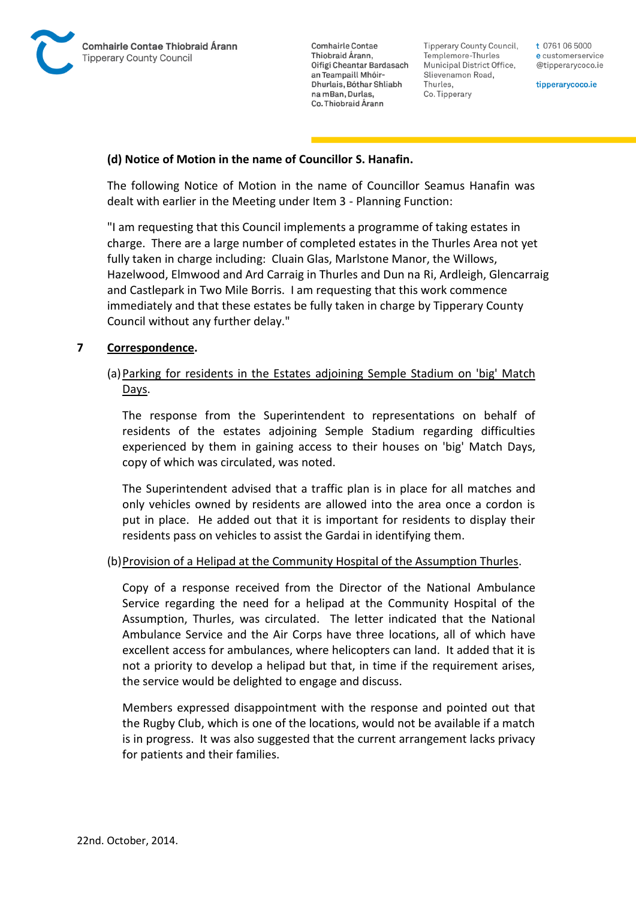**(d) Notice of Motion in the name of Councillor S. Hanafin.**

The following Notice of Motion in the name of Councillor Seamus Hanafin was dealt with earlier in the Meeting under Item 3 - Planning Function:

"I am requesting that this Council implements a programme of taking estates in charge. There are a large number of completed estates in the Thurles Area not yet fully taken in charge including: Cluain Glas, Marlstone Manor, the Willows, Hazelwood, Elmwood and Ard Carraig in Thurles and Dun na Ri, Ardleigh, Glencarraig and Castlepark in Two Mile Borris. I am requesting that this work commence immediately and that these estates be fully taken in charge by Tipperary County Council without any further delay."

## 7 Correspondence.

(a) Parking for residents in the Estates adjoining Semple Stadium on 'big' Match Days.

The response from the Superintendent to representations on behalf of residents of the estates adjoining Semple Stadium regarding difficulties experienced by them in gaining access to their houses on 'big' Match Days, copy of which was circulated, was noted.

The Superintendent advised that a traffic plan is in place for all matches and only vehicles owned by residents are allowed into the area once a cordon is put in place. He added out that it is important for residents to display their residents pass on vehicles to assist the Gardai in identifying them.

(b) Provision of a Helipad at the Community Hospital of the Assumption Thurles.

Copy of a response received from the Director of the National Ambulance Service regarding the need for a helipad at the Community Hospital of the Assumption, Thurles, was circulated. The letter indicated that the National Ambulance Service and the Air Corps have three locations, all of which have excellent access for ambulances, where helicopters can land. It added that it is not a priority to develop a helipad but that, in time if the requirement arises, the service would be delighted to engage and discuss.

Members expressed disappointment with the response and pointed out that the Rugby Club, which is one of the locations, would not be available if a match is in progress. It was also suggested that the current arrangement lacks privacy for patients and their families.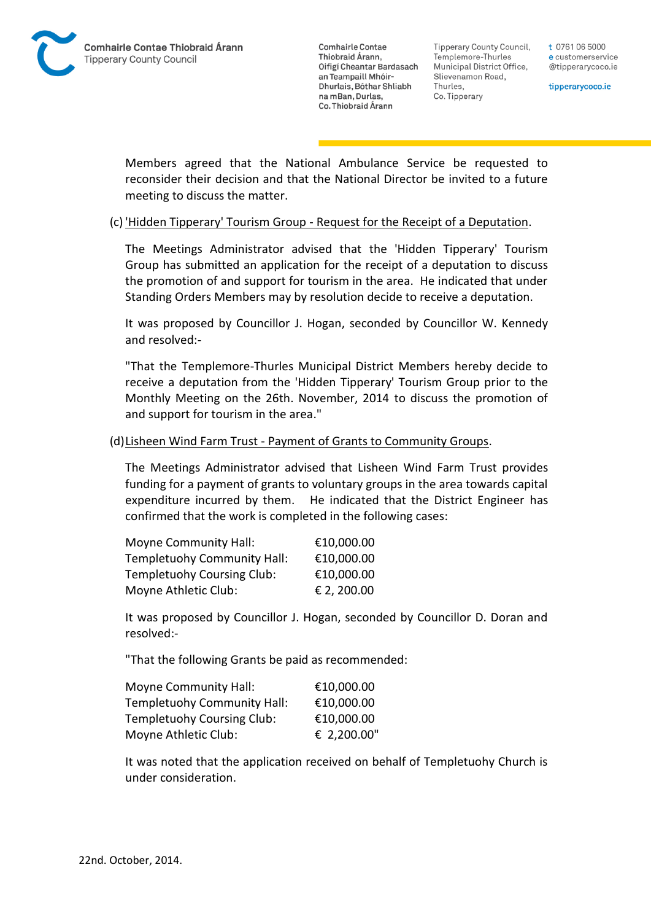Members agreed that the National Ambulance Service be requested to reconsider their decision and that the National Director be invited to a future meeting to discuss the matter.

(c) <u>'Hidden Tipperary' Tourism Group - Request for the Receipt of a Deputation</u>.

The Meetings Administrator advised that the 'Hidden Tipperary' Tourism Group has submitted an application for the receipt of a deputation to discuss the promotion of and support for tourism in the area. He indicated that under Standing Orders Members may by resolution decide to receive a deputation.

It was proposed by Councillor J. Hogan, seconded by Councillor W. Kennedy and resolved:-

"That the Templemore-Thurles Municipal District Members hereby decide to receive a deputation from the 'Hidden Tipperary' Tourism Group prior to the Monthly Meeting on the 26th. November, 2014 to discuss the promotion of and support for tourism in the area."

(d) <u>Lisheen Wind Farm Trust - Payment of Grants to Community Groups</u>.

The Meetings Administrator advised that Lisheen Wind Farm Trust provides funding for a payment of grants to voluntary groups in the area towards capital expenditure incurred by them. He indicated that the District Engineer has confirmed that the work is completed in the following cases:

| | |
|---|---|
| Moyne Community Hall: | €10,000.00 |
| Templetuohy Community Hall: | €10,000.00 |
| Templetuohy Coursing Club: | €10,000.00 |
| Moyne Athletic Club: | € 2, 200.00 |

It was proposed by Councillor J. Hogan, seconded by Councillor D. Doran and resolved:-

"That the following Grants be paid as recommended:

| | |
|---|---|
| Moyne Community Hall: | €10,000.00 |
| Templetuohy Community Hall: | €10,000.00 |
| Templetuohy Coursing Club: | €10,000.00 |
| Moyne Athletic Club: | € 2,200.00" |

It was noted that the application received on behalf of Templetuohy Church is under consideration.

22nd. October, 2014.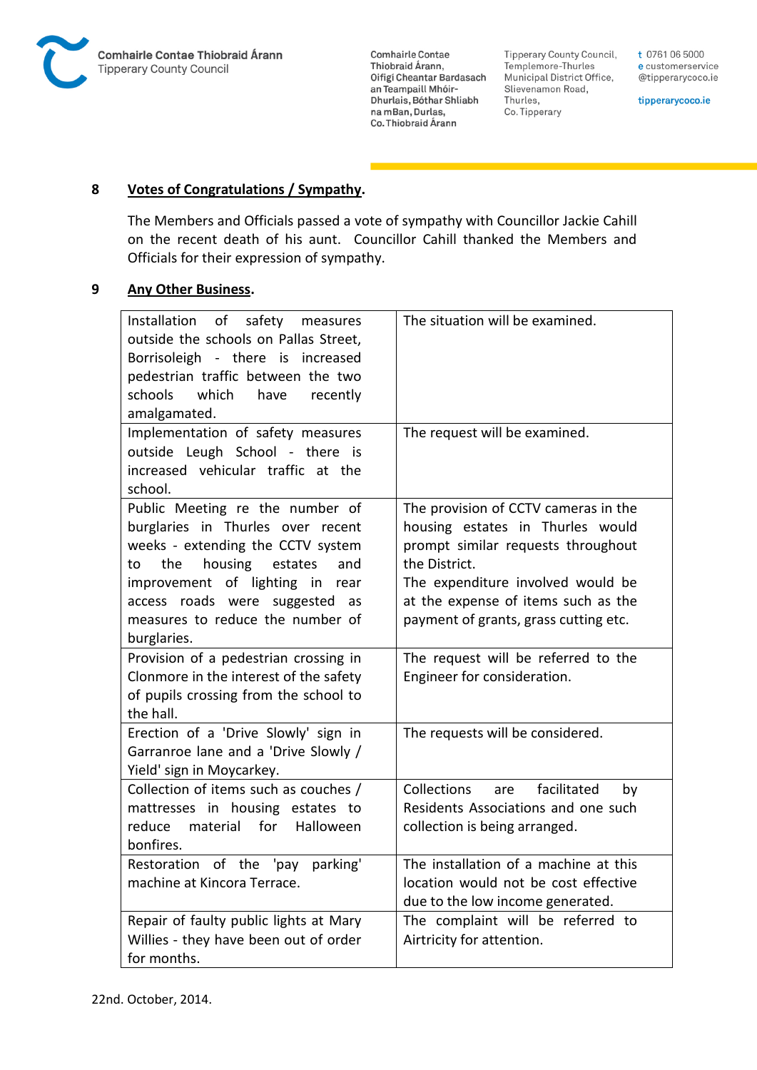## 8 Votes of Congratulations / Sympathy.

The Members and Officials passed a vote of sympathy with Councillor Jackie Cahill on the recent death of his aunt. Councillor Cahill thanked the Members and Officials for their expression of sympathy.

## 9 Any Other Business.

| | |
|---|---|
| Installation of safety measures outside the schools on Pallas Street, Borrisoleigh - there is increased pedestrian traffic between the two schools which have recently amalgamated. | The situation will be examined. |
| Implementation of safety measures outside Leugh School - there is increased vehicular traffic at the school. | The request will be examined. |
| Public Meeting re the number of burglaries in Thurles over recent weeks - extending the CCTV system to the housing estates and improvement of lighting in rear access roads were suggested as measures to reduce the number of burglaries. | The provision of CCTV cameras in the housing estates in Thurles would prompt similar requests throughout the District.<br>The expenditure involved would be at the expense of items such as the payment of grants, grass cutting etc. |
| Provision of a pedestrian crossing in Clonmore in the interest of the safety of pupils crossing from the school to the hall. | The request will be referred to the Engineer for consideration. |
| Erection of a 'Drive Slowly' sign in Garranroe lane and a 'Drive Slowly / Yield' sign in Moycarkey. | The requests will be considered. |
| Collection of items such as couches / mattresses in housing estates to reduce material for Halloween bonfires. | Collections are facilitated by Residents Associations and one such collection is being arranged. |
| Restoration of the 'pay parking' machine at Kincora Terrace. | The installation of a machine at this location would not be cost effective due to the low income generated. |
| Repair of faulty public lights at Mary Willies - they have been out of order for months. | The complaint will be referred to Airtricity for attention. |

22nd. October, 2014.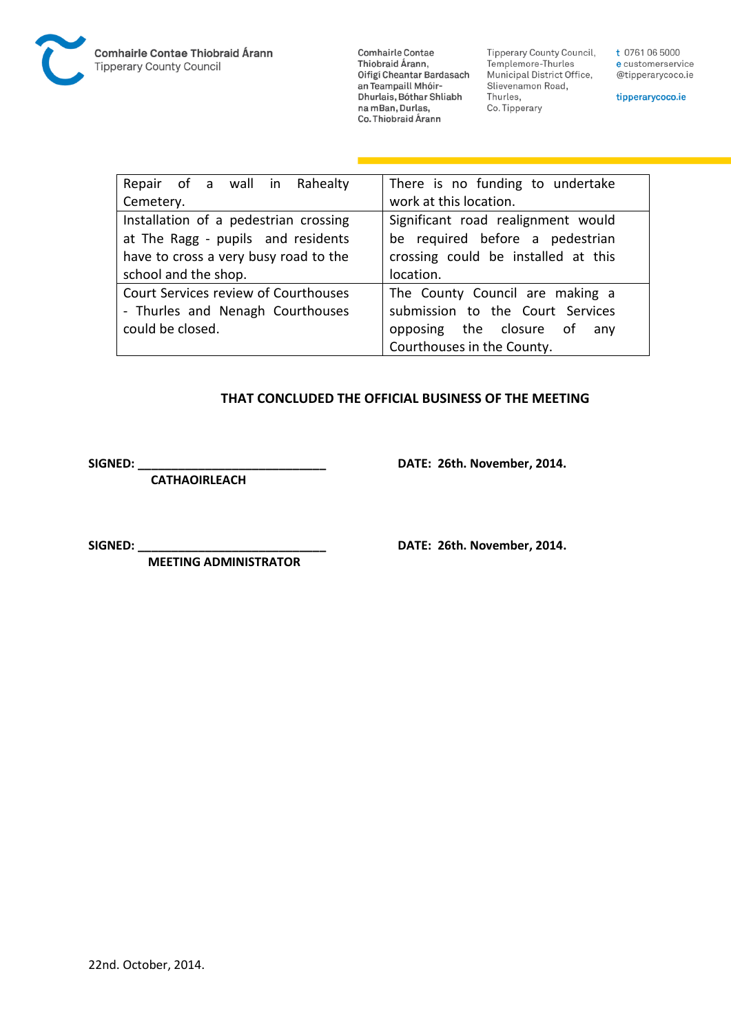| | |
|---|---|
| Repair of a wall in Rahealty Cemetery. | There is no funding to undertake work at this location. |
| Installation of a pedestrian crossing at The Ragg - pupils and residents have to cross a very busy road to the school and the shop. | Significant road realignment would be required before a pedestrian crossing could be installed at this location. |
| Court Services review of Courthouses - Thurles and Nenagh Courthouses could be closed. | The County Council are making a submission to the Court Services opposing the closure of any Courthouses in the County. |

**THAT CONCLUDED THE OFFICIAL BUSINESS OF THE MEETING**

**SIGNED: ____________________________** **DATE: 26th. November, 2014.**
**CATHAOIRLEACH**

**SIGNED: ____________________________** **DATE: 26th. November, 2014.**
**MEETING ADMINISTRATOR**

22nd. October, 2014.